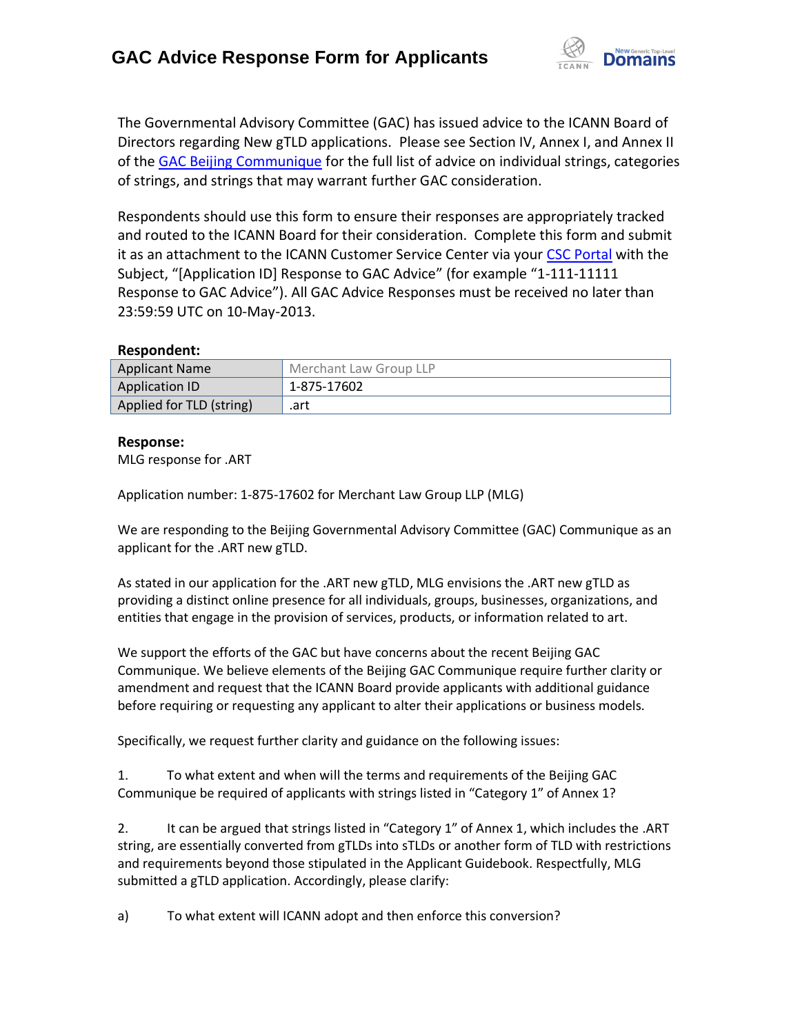# GAC Advice Response Form for Applicants

The Governmental Advisory Committee (GAC) has issued advice to the ICANN Board of Directors regarding New gTLD applications. Please see Section IV, Annex I, and Annex II of the GAC Beijing Communique for the full list of advice on individual strings, categories of strings, and strings that may warrant further GAC consideration.

Respondents should use this form to ensure their responses are appropriately tracked and routed to the ICANN Board for their consideration. Complete this form and submit it as an attachment to the ICANN Customer Service Center via your CSC Portal with the Subject, "[Application ID] Response to GAC Advice" (for example "1-111-11111 Response to GAC Advice"). All GAC Advice Responses must be received no later than 23:59:59 UTC on 10-May-2013.

**Respondent:**

| Applicant Name | Merchant Law Group LLP |
|---|---|
| Application ID | 1-875-17602 |
| Applied for TLD (string) | .art |

**Response:**

MLG response for .ART

Application number: 1-875-17602 for Merchant Law Group LLP (MLG)

We are responding to the Beijing Governmental Advisory Committee (GAC) Communique as an applicant for the .ART new gTLD.

As stated in our application for the .ART new gTLD, MLG envisions the .ART new gTLD as providing a distinct online presence for all individuals, groups, businesses, organizations, and entities that engage in the provision of services, products, or information related to art.

We support the efforts of the GAC but have concerns about the recent Beijing GAC Communique. We believe elements of the Beijing GAC Communique require further clarity or amendment and request that the ICANN Board provide applicants with additional guidance before requiring or requesting any applicant to alter their applications or business models.

Specifically, we request further clarity and guidance on the following issues:

1. To what extent and when will the terms and requirements of the Beijing GAC Communique be required of applicants with strings listed in "Category 1" of Annex 1?

2. It can be argued that strings listed in "Category 1" of Annex 1, which includes the .ART string, are essentially converted from gTLDs into sTLDs or another form of TLD with restrictions and requirements beyond those stipulated in the Applicant Guidebook. Respectfully, MLG submitted a gTLD application. Accordingly, please clarify:

a) To what extent will ICANN adopt and then enforce this conversion?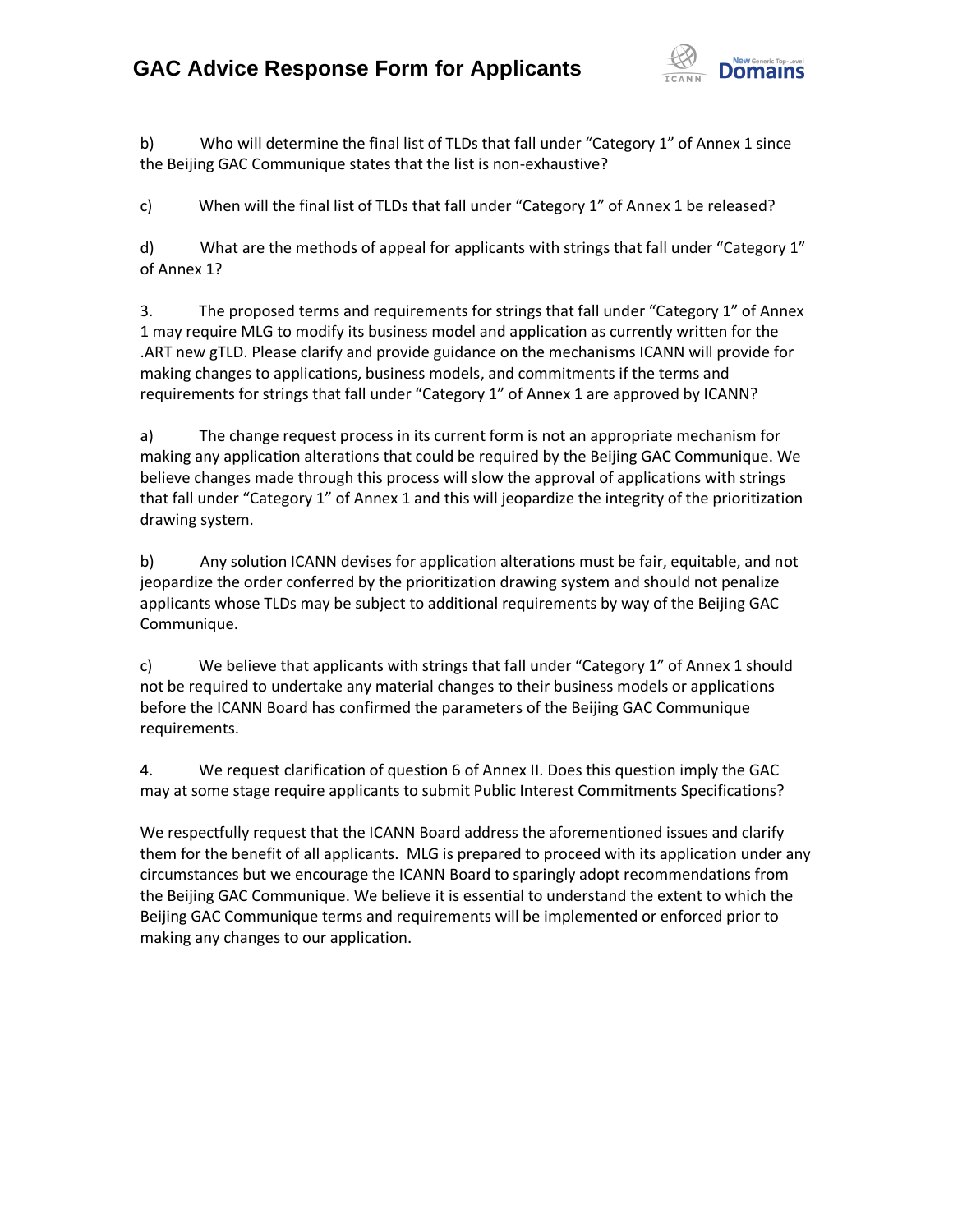b) Who will determine the final list of TLDs that fall under “Category 1” of Annex 1 since the Beijing GAC Communique states that the list is non-exhaustive?

c) When will the final list of TLDs that fall under “Category 1” of Annex 1 be released?

d) What are the methods of appeal for applicants with strings that fall under “Category 1” of Annex 1?

3. The proposed terms and requirements for strings that fall under “Category 1” of Annex 1 may require MLG to modify its business model and application as currently written for the .ART new gTLD. Please clarify and provide guidance on the mechanisms ICANN will provide for making changes to applications, business models, and commitments if the terms and requirements for strings that fall under “Category 1” of Annex 1 are approved by ICANN?

a) The change request process in its current form is not an appropriate mechanism for making any application alterations that could be required by the Beijing GAC Communique. We believe changes made through this process will slow the approval of applications with strings that fall under “Category 1” of Annex 1 and this will jeopardize the integrity of the prioritization drawing system.

b) Any solution ICANN devises for application alterations must be fair, equitable, and not jeopardize the order conferred by the prioritization drawing system and should not penalize applicants whose TLDs may be subject to additional requirements by way of the Beijing GAC Communique.

c) We believe that applicants with strings that fall under “Category 1” of Annex 1 should not be required to undertake any material changes to their business models or applications before the ICANN Board has confirmed the parameters of the Beijing GAC Communique requirements.

4. We request clarification of question 6 of Annex II. Does this question imply the GAC may at some stage require applicants to submit Public Interest Commitments Specifications?

We respectfully request that the ICANN Board address the aforementioned issues and clarify them for the benefit of all applicants. MLG is prepared to proceed with its application under any circumstances but we encourage the ICANN Board to sparingly adopt recommendations from the Beijing GAC Communique. We believe it is essential to understand the extent to which the Beijing GAC Communique terms and requirements will be implemented or enforced prior to making any changes to our application.